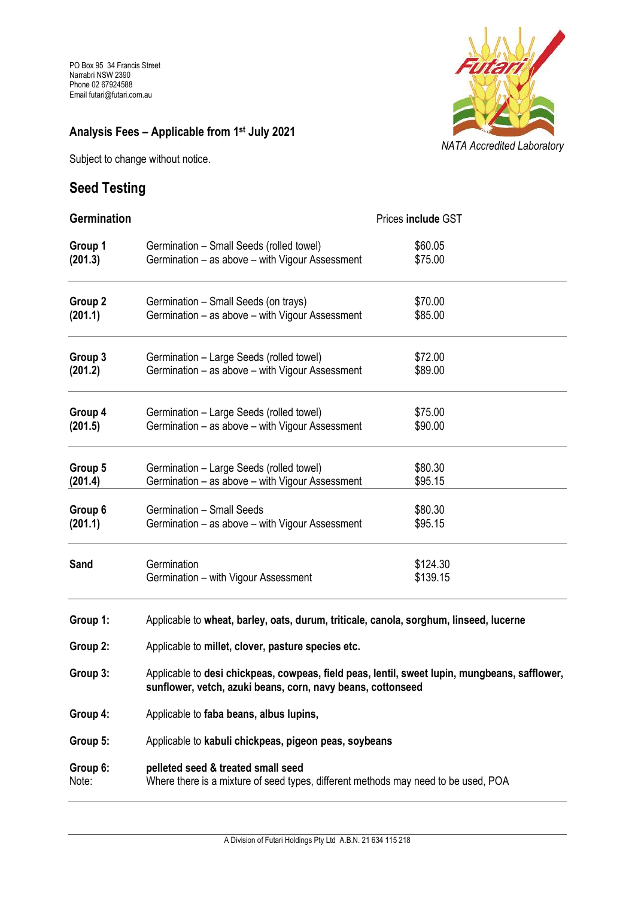PO Box 95 34 Francis Street
Narrabri NSW 2390
Phone 02 67924588
Email futari@futari.com.au

*NATA Accredited Laboratory*

## Analysis Fees – Applicable from 1st July 2021

Subject to change without notice.

# Seed Testing

| **Germination** | | Prices **include** GST |
|---|---|---|
| **Group 1 (201.3)** | Germination – Small Seeds (rolled towel)<br>Germination – as above – with Vigour Assessment | \$60.05<br>\$75.00 |
| **Group 2 (201.1)** | Germination – Small Seeds (on trays)<br>Germination – as above – with Vigour Assessment | \$70.00<br>\$85.00 |
| **Group 3 (201.2)** | Germination – Large Seeds (rolled towel)<br>Germination – as above – with Vigour Assessment | \$72.00<br>\$89.00 |
| **Group 4 (201.5)** | Germination – Large Seeds (rolled towel)<br>Germination – as above – with Vigour Assessment | \$75.00<br>\$90.00 |
| **Group 5 (201.4)** | Germination – Large Seeds (rolled towel)<br>Germination – as above – with Vigour Assessment | \$80.30<br>\$95.15 |
| **Group 6 (201.1)** | Germination – Small Seeds<br>Germination – as above – with Vigour Assessment | \$80.30<br>\$95.15 |
| **Sand** | Germination<br>Germination – with Vigour Assessment | \$124.30<br>\$139.15 |

**Group 1:** Applicable to **wheat, barley, oats, durum, triticale, canola, sorghum, linseed, lucerne**

**Group 2:** Applicable to **millet, clover, pasture species etc.**

**Group 3:** Applicable to **desi chickpeas, cowpeas, field peas, lentil, sweet lupin, mungbeans, safflower, sunflower, vetch, azuki beans, corn, navy beans, cottonseed**

**Group 4:** Applicable to **faba beans, albus lupins,**

**Group 5:** Applicable to **kabuli chickpeas, pigeon peas, soybeans**

**Group 6:** **pelleted seed & treated small seed**

Note: Where there is a mixture of seed types, different methods may need to be used, POA

A Division of Futari Holdings Pty Ltd A.B.N. 21 634 115 218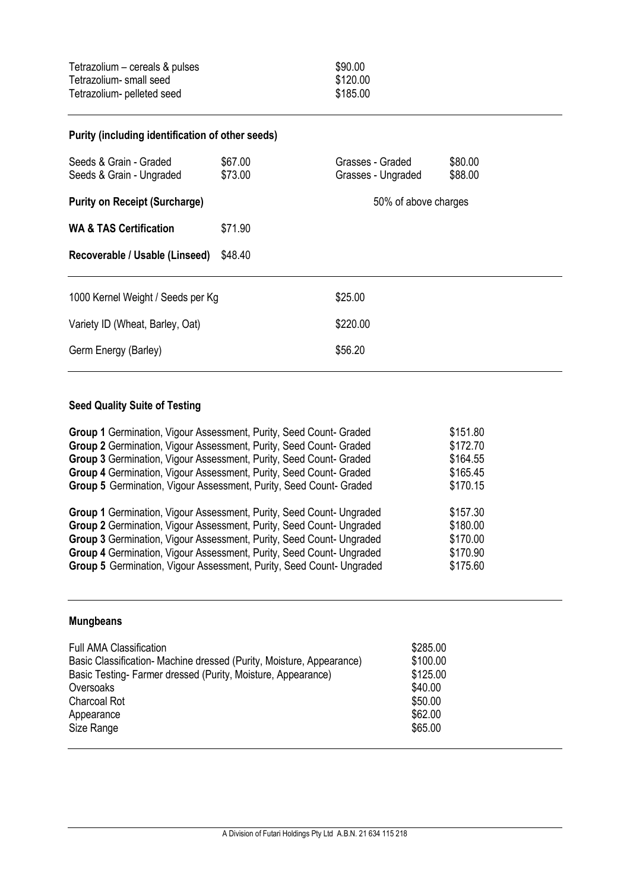| | |
|---|---|
| Tetrazolium – cereals & pulses | $90.00 |
| Tetrazolium- small seed | $120.00 |
| Tetrazolium- pelleted seed | $185.00 |

**Purity (including identification of other seeds)**

| | | | |
|---|---|---|---|
| Seeds & Grain - Graded | $67.00 | Grasses - Graded | $80.00 |
| Seeds & Grain - Ungraded | $73.00 | Grasses - Ungraded | $88.00 |
| **Purity on Receipt (Surcharge)** | | 50% of above charges | |
| **WA & TAS Certification** | $71.90 | | |
| **Recoverable / Usable (Linseed)** | $48.40 | | |

| | |
|---|---|
| 1000 Kernel Weight / Seeds per Kg | $25.00 |
| Variety ID (Wheat, Barley, Oat) | $220.00 |
| Germ Energy (Barley) | $56.20 |

**Seed Quality Suite of Testing**

| | |
|---|---|
| **Group 1** Germination, Vigour Assessment, Purity, Seed Count- Graded | $151.80 |
| **Group 2** Germination, Vigour Assessment, Purity, Seed Count- Graded | $172.70 |
| **Group 3** Germination, Vigour Assessment, Purity, Seed Count- Graded | $164.55 |
| **Group 4** Germination, Vigour Assessment, Purity, Seed Count- Graded | $165.45 |
| **Group 5** Germination, Vigour Assessment, Purity, Seed Count- Graded | $170.15 |
| **Group 1** Germination, Vigour Assessment, Purity, Seed Count- Ungraded | $157.30 |
| **Group 2** Germination, Vigour Assessment, Purity, Seed Count- Ungraded | $180.00 |
| **Group 3** Germination, Vigour Assessment, Purity, Seed Count- Ungraded | $170.00 |
| **Group 4** Germination, Vigour Assessment, Purity, Seed Count- Ungraded | $170.90 |
| **Group 5** Germination, Vigour Assessment, Purity, Seed Count- Ungraded | $175.60 |

**Mungbeans**

| | |
|---|---|
| Full AMA Classification | $285.00 |
| Basic Classification- Machine dressed (Purity, Moisture, Appearance) | $100.00 |
| Basic Testing- Farmer dressed (Purity, Moisture, Appearance) | $125.00 |
| Oversoaks | $40.00 |
| Charcoal Rot | $50.00 |
| Appearance | $62.00 |
| Size Range | $65.00 |

A Division of Futari Holdings Pty Ltd A.B.N. 21 634 115 218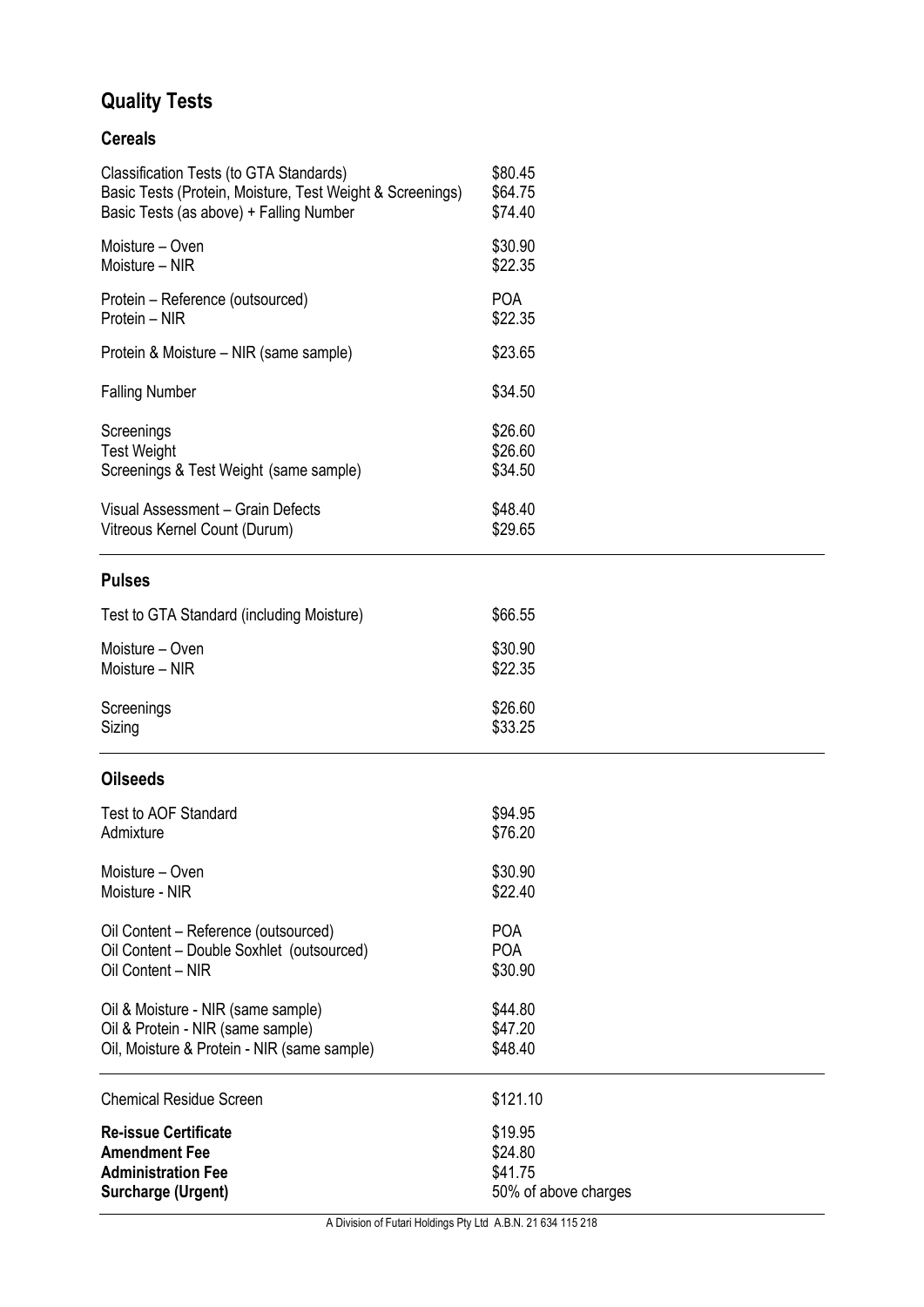# Quality Tests

## Cereals

| | |
|---|---|
| Classification Tests (to GTA Standards) | \$80.45 |
| Basic Tests (Protein, Moisture, Test Weight & Screenings) | \$64.75 |
| Basic Tests (as above) + Falling Number | \$74.40 |
| Moisture – Oven | \$30.90 |
| Moisture – NIR | \$22.35 |
| Protein – Reference (outsourced) | POA |
| Protein – NIR | \$22.35 |
| Protein & Moisture – NIR (same sample) | \$23.65 |
| Falling Number | \$34.50 |
| Screenings | \$26.60 |
| Test Weight | \$26.60 |
| Screenings & Test Weight (same sample) | \$34.50 |
| Visual Assessment – Grain Defects | \$48.40 |
| Vitreous Kernel Count (Durum) | \$29.65 |

## Pulses

| | |
|---|---|
| Test to GTA Standard (including Moisture) | \$66.55 |
| Moisture – Oven | \$30.90 |
| Moisture – NIR | \$22.35 |
| Screenings | \$26.60 |
| Sizing | \$33.25 |

## Oilseeds

| | |
|---|---|
| Test to AOF Standard | \$94.95 |
| Admixture | \$76.20 |
| Moisture – Oven | \$30.90 |
| Moisture - NIR | \$22.40 |
| Oil Content – Reference (outsourced) | POA |
| Oil Content – Double Soxhlet (outsourced) | POA |
| Oil Content – NIR | \$30.90 |
| Oil & Moisture - NIR (same sample) | \$44.80 |
| Oil & Protein - NIR (same sample) | \$47.20 |
| Oil, Moisture & Protein - NIR (same sample) | \$48.40 |

| | |
|---|---|
| Chemical Residue Screen | \$121.10 |
| **Re-issue Certificate** | \$19.95 |
| **Amendment Fee** | \$24.80 |
| **Administration Fee** | \$41.75 |
| **Surcharge (Urgent)** | 50% of above charges |

A Division of Futari Holdings Pty Ltd A.B.N. 21 634 115 218